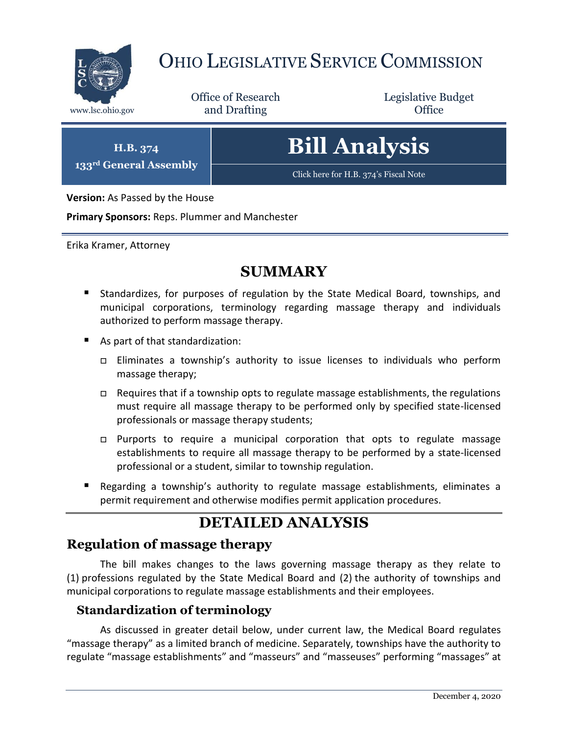# OHIO LEGISLATIVE SERVICE COMMISSION

www.lsc.ohio.gov

Office of Research and Drafting

Legislative Budget Office

**H.B. 374**
**133rd General Assembly**

# Bill Analysis

Click here for H.B. 374's Fiscal Note

**Version:** As Passed by the House

**Primary Sponsors:** Reps. Plummer and Manchester

Erika Kramer, Attorney

## SUMMARY

- Standardizes, for purposes of regulation by the State Medical Board, townships, and municipal corporations, terminology regarding massage therapy and individuals authorized to perform massage therapy.
- As part of that standardization:
  - Eliminates a township's authority to issue licenses to individuals who perform massage therapy;
  - Requires that if a township opts to regulate massage establishments, the regulations must require all massage therapy to be performed only by specified state-licensed professionals or massage therapy students;
  - Purports to require a municipal corporation that opts to regulate massage establishments to require all massage therapy to be performed by a state-licensed professional or a student, similar to township regulation.
- Regarding a township's authority to regulate massage establishments, eliminates a permit requirement and otherwise modifies permit application procedures.

## DETAILED ANALYSIS

## Regulation of massage therapy

The bill makes changes to the laws governing massage therapy as they relate to (1) professions regulated by the State Medical Board and (2) the authority of townships and municipal corporations to regulate massage establishments and their employees.

### Standardization of terminology

As discussed in greater detail below, under current law, the Medical Board regulates "massage therapy" as a limited branch of medicine. Separately, townships have the authority to regulate "massage establishments" and "masseurs" and "masseuses" performing "massages" at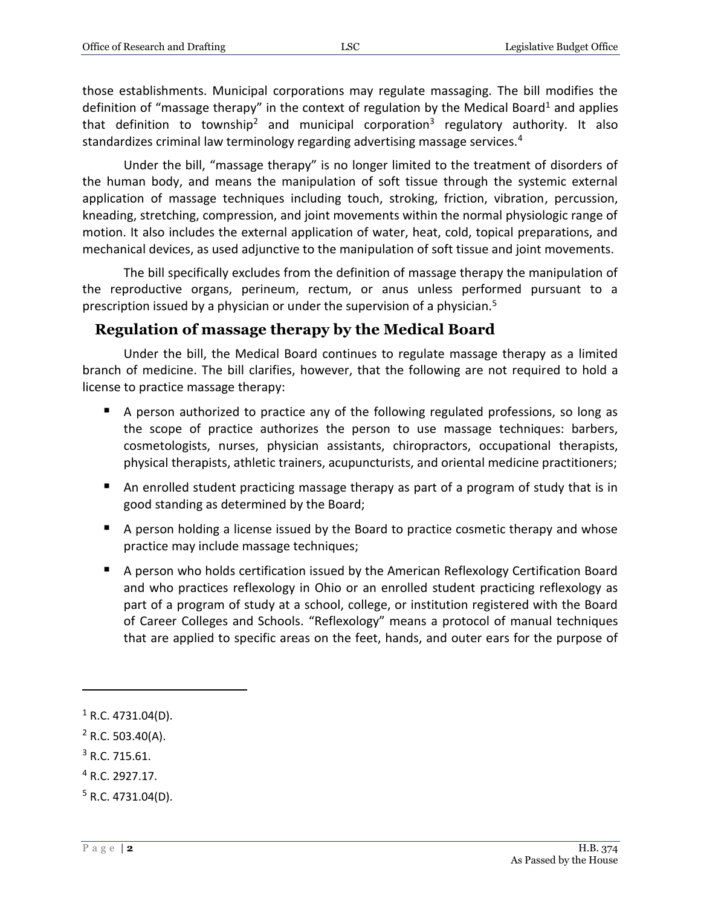those establishments. Municipal corporations may regulate massaging. The bill modifies the definition of "massage therapy" in the context of regulation by the Medical Board[1] and applies that definition to township[2] and municipal corporation[3] regulatory authority. It also standardizes criminal law terminology regarding advertising massage services.[4]

Under the bill, "massage therapy" is no longer limited to the treatment of disorders of the human body, and means the manipulation of soft tissue through the systemic external application of massage techniques including touch, stroking, friction, vibration, percussion, kneading, stretching, compression, and joint movements within the normal physiologic range of motion. It also includes the external application of water, heat, cold, topical preparations, and mechanical devices, as used adjunctive to the manipulation of soft tissue and joint movements.

The bill specifically excludes from the definition of massage therapy the manipulation of the reproductive organs, perineum, rectum, or anus unless performed pursuant to a prescription issued by a physician or under the supervision of a physician.[5]

## Regulation of massage therapy by the Medical Board

Under the bill, the Medical Board continues to regulate massage therapy as a limited branch of medicine. The bill clarifies, however, that the following are not required to hold a license to practice massage therapy:

- A person authorized to practice any of the following regulated professions, so long as the scope of practice authorizes the person to use massage techniques: barbers, cosmetologists, nurses, physician assistants, chiropractors, occupational therapists, physical therapists, athletic trainers, acupuncturists, and oriental medicine practitioners;
- An enrolled student practicing massage therapy as part of a program of study that is in good standing as determined by the Board;
- A person holding a license issued by the Board to practice cosmetic therapy and whose practice may include massage techniques;
- A person who holds certification issued by the American Reflexology Certification Board and who practices reflexology in Ohio or an enrolled student practicing reflexology as part of a program of study at a school, college, or institution registered with the Board of Career Colleges and Schools. "Reflexology" means a protocol of manual techniques that are applied to specific areas on the feet, hands, and outer ears for the purpose of

---

[1] R.C. 4731.04(D).

[2] R.C. 503.40(A).

[3] R.C. 715.61.

[4] R.C. 2927.17.

[5] R.C. 4731.04(D).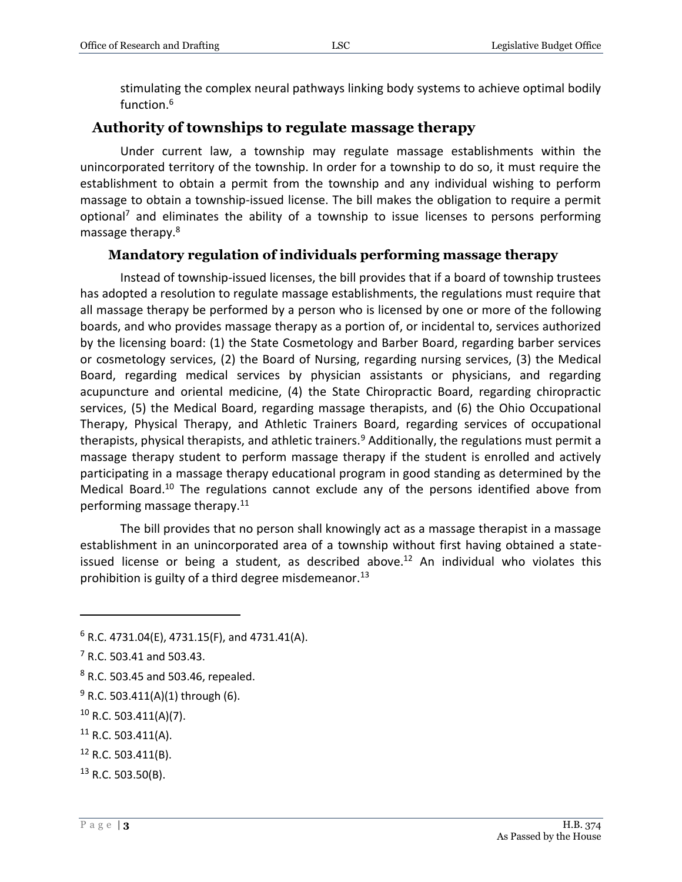stimulating the complex neural pathways linking body systems to achieve optimal bodily function.[6]

## Authority of townships to regulate massage therapy

Under current law, a township may regulate massage establishments within the unincorporated territory of the township. In order for a township to do so, it must require the establishment to obtain a permit from the township and any individual wishing to perform massage to obtain a township-issued license. The bill makes the obligation to require a permit optional[7] and eliminates the ability of a township to issue licenses to persons performing massage therapy.[8]

### Mandatory regulation of individuals performing massage therapy

Instead of township-issued licenses, the bill provides that if a board of township trustees has adopted a resolution to regulate massage establishments, the regulations must require that all massage therapy be performed by a person who is licensed by one or more of the following boards, and who provides massage therapy as a portion of, or incidental to, services authorized by the licensing board: (1) the State Cosmetology and Barber Board, regarding barber services or cosmetology services, (2) the Board of Nursing, regarding nursing services, (3) the Medical Board, regarding medical services by physician assistants or physicians, and regarding acupuncture and oriental medicine, (4) the State Chiropractic Board, regarding chiropractic services, (5) the Medical Board, regarding massage therapists, and (6) the Ohio Occupational Therapy, Physical Therapy, and Athletic Trainers Board, regarding services of occupational therapists, physical therapists, and athletic trainers.[9] Additionally, the regulations must permit a massage therapy student to perform massage therapy if the student is enrolled and actively participating in a massage therapy educational program in good standing as determined by the Medical Board.[10] The regulations cannot exclude any of the persons identified above from performing massage therapy.[11]

The bill provides that no person shall knowingly act as a massage therapist in a massage establishment in an unincorporated area of a township without first having obtained a state-issued license or being a student, as described above.[12] An individual who violates this prohibition is guilty of a third degree misdemeanor.[13]

---

[6] R.C. 4731.04(E), 4731.15(F), and 4731.41(A).

[7] R.C. 503.41 and 503.43.

[8] R.C. 503.45 and 503.46, repealed.

[9] R.C. 503.411(A)(1) through (6).

[10] R.C. 503.411(A)(7).

[11] R.C. 503.411(A).

[12] R.C. 503.411(B).

[13] R.C. 503.50(B).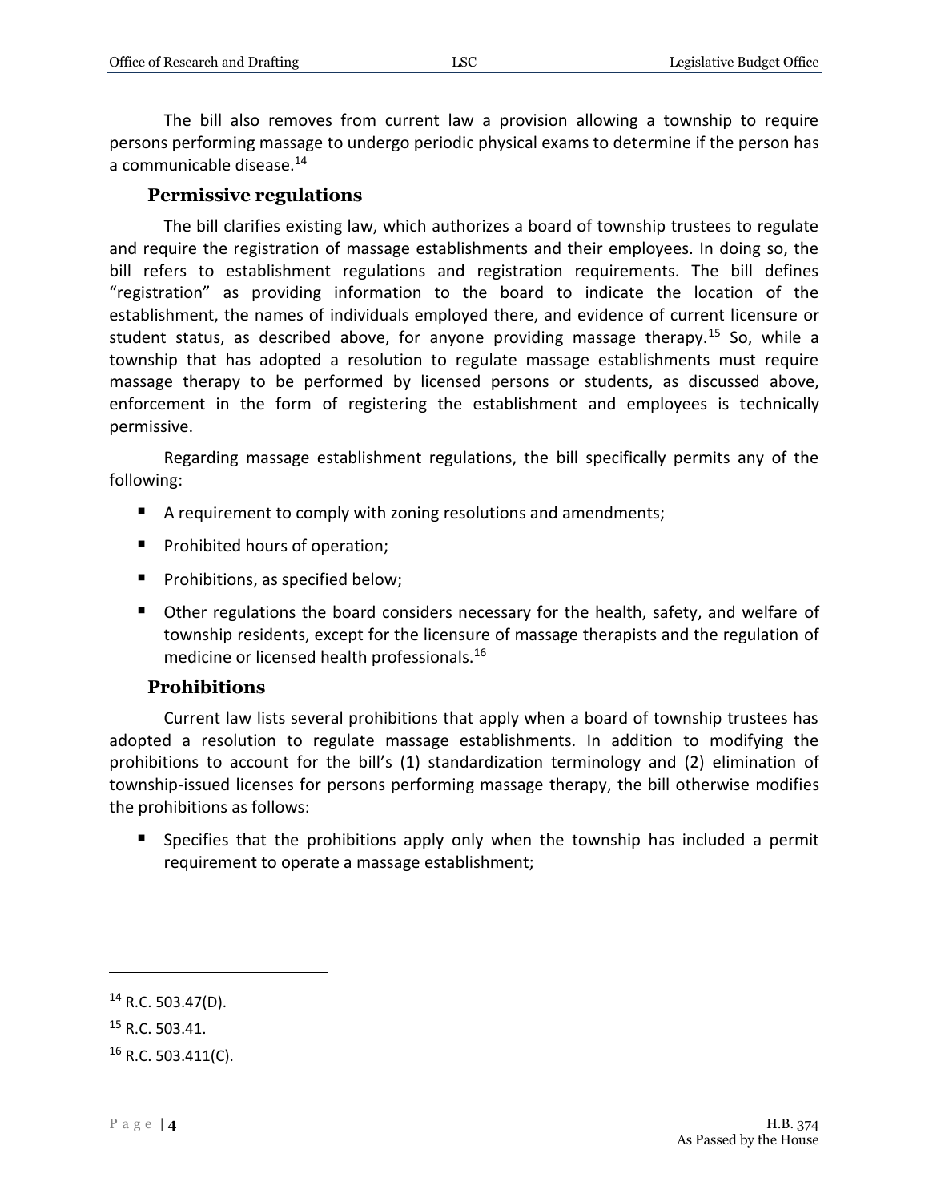The bill also removes from current law a provision allowing a township to require persons performing massage to undergo periodic physical exams to determine if the person has a communicable disease.[14]

### Permissive regulations

The bill clarifies existing law, which authorizes a board of township trustees to regulate and require the registration of massage establishments and their employees. In doing so, the bill refers to establishment regulations and registration requirements. The bill defines "registration" as providing information to the board to indicate the location of the establishment, the names of individuals employed there, and evidence of current licensure or student status, as described above, for anyone providing massage therapy.[15] So, while a township that has adopted a resolution to regulate massage establishments must require massage therapy to be performed by licensed persons or students, as discussed above, enforcement in the form of registering the establishment and employees is technically permissive.

Regarding massage establishment regulations, the bill specifically permits any of the following:

- A requirement to comply with zoning resolutions and amendments;
- Prohibited hours of operation;
- Prohibitions, as specified below;
- Other regulations the board considers necessary for the health, safety, and welfare of township residents, except for the licensure of massage therapists and the regulation of medicine or licensed health professionals.[16]

### Prohibitions

Current law lists several prohibitions that apply when a board of township trustees has adopted a resolution to regulate massage establishments. In addition to modifying the prohibitions to account for the bill's (1) standardization terminology and (2) elimination of township-issued licenses for persons performing massage therapy, the bill otherwise modifies the prohibitions as follows:

- Specifies that the prohibitions apply only when the township has included a permit requirement to operate a massage establishment;

---

[14] R.C. 503.47(D).

[15] R.C. 503.41.

[16] R.C. 503.411(C).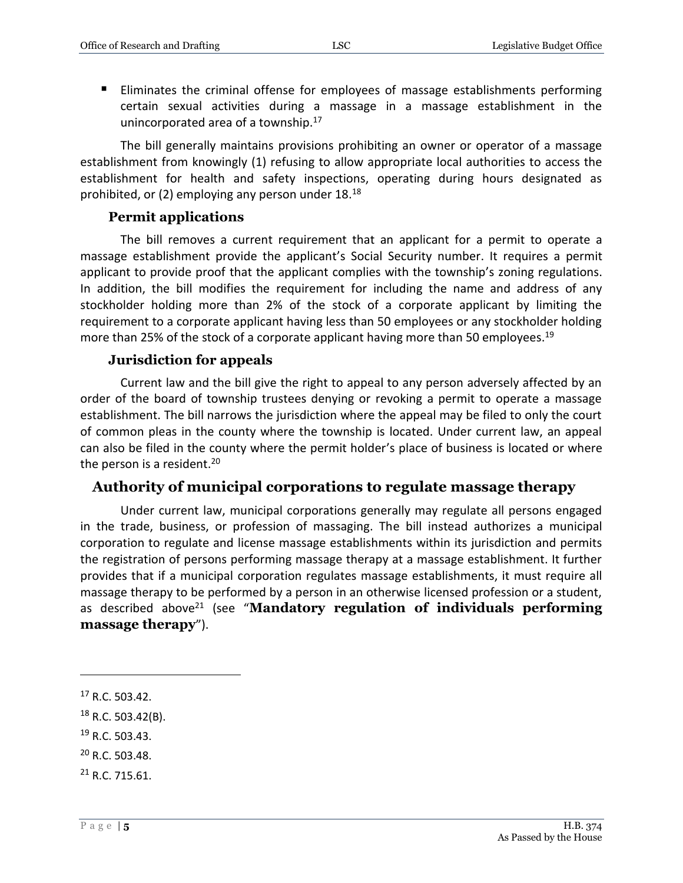- Eliminates the criminal offense for employees of massage establishments performing certain sexual activities during a massage in a massage establishment in the unincorporated area of a township.[17]

The bill generally maintains provisions prohibiting an owner or operator of a massage establishment from knowingly (1) refusing to allow appropriate local authorities to access the establishment for health and safety inspections, operating during hours designated as prohibited, or (2) employing any person under 18.[18]

### Permit applications

The bill removes a current requirement that an applicant for a permit to operate a massage establishment provide the applicant's Social Security number. It requires a permit applicant to provide proof that the applicant complies with the township's zoning regulations. In addition, the bill modifies the requirement for including the name and address of any stockholder holding more than 2% of the stock of a corporate applicant by limiting the requirement to a corporate applicant having less than 50 employees or any stockholder holding more than 25% of the stock of a corporate applicant having more than 50 employees.[19]

### Jurisdiction for appeals

Current law and the bill give the right to appeal to any person adversely affected by an order of the board of township trustees denying or revoking a permit to operate a massage establishment. The bill narrows the jurisdiction where the appeal may be filed to only the court of common pleas in the county where the township is located. Under current law, an appeal can also be filed in the county where the permit holder's place of business is located or where the person is a resident.[20]

## Authority of municipal corporations to regulate massage therapy

Under current law, municipal corporations generally may regulate all persons engaged in the trade, business, or profession of massaging. The bill instead authorizes a municipal corporation to regulate and license massage establishments within its jurisdiction and permits the registration of persons performing massage therapy at a massage establishment. It further provides that if a municipal corporation regulates massage establishments, it must require all massage therapy to be performed by a person in an otherwise licensed profession or a student, as described above[21] (see "**Mandatory regulation of individuals performing massage therapy**").

---

[17] R.C. 503.42.

[18] R.C. 503.42(B).

[19] R.C. 503.43.

[20] R.C. 503.48.

[21] R.C. 715.61.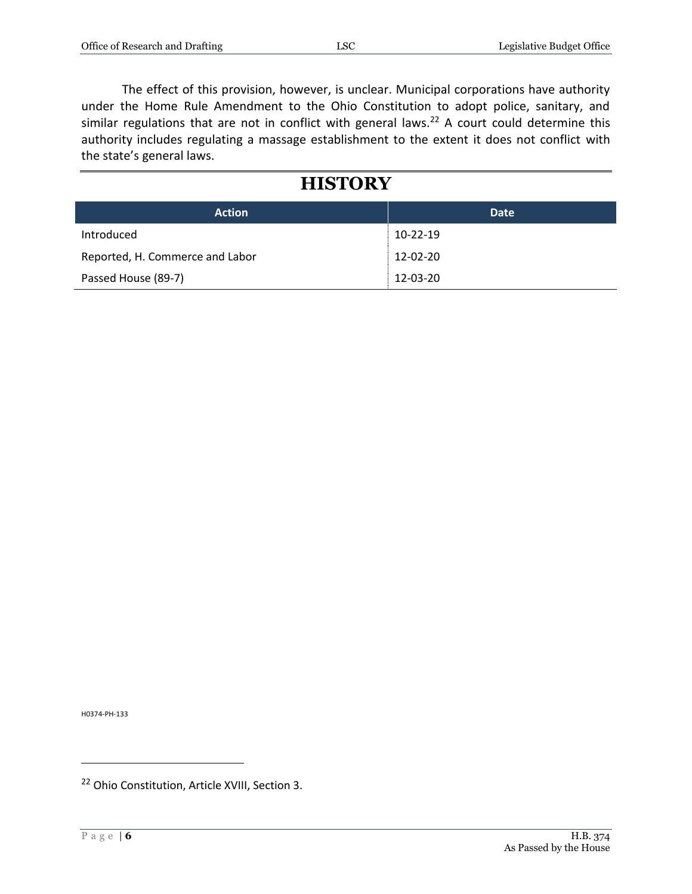The effect of this provision, however, is unclear. Municipal corporations have authority under the Home Rule Amendment to the Ohio Constitution to adopt police, sanitary, and similar regulations that are not in conflict with general laws.[22] A court could determine this authority includes regulating a massage establishment to the extent it does not conflict with the state's general laws.

# HISTORY

| Action | Date |
|---|---|
| Introduced | 10-22-19 |
| Reported, H. Commerce and Labor | 12-02-20 |
| Passed House (89-7) | 12-03-20 |

H0374-PH-133

[22] Ohio Constitution, Article XVIII, Section 3.